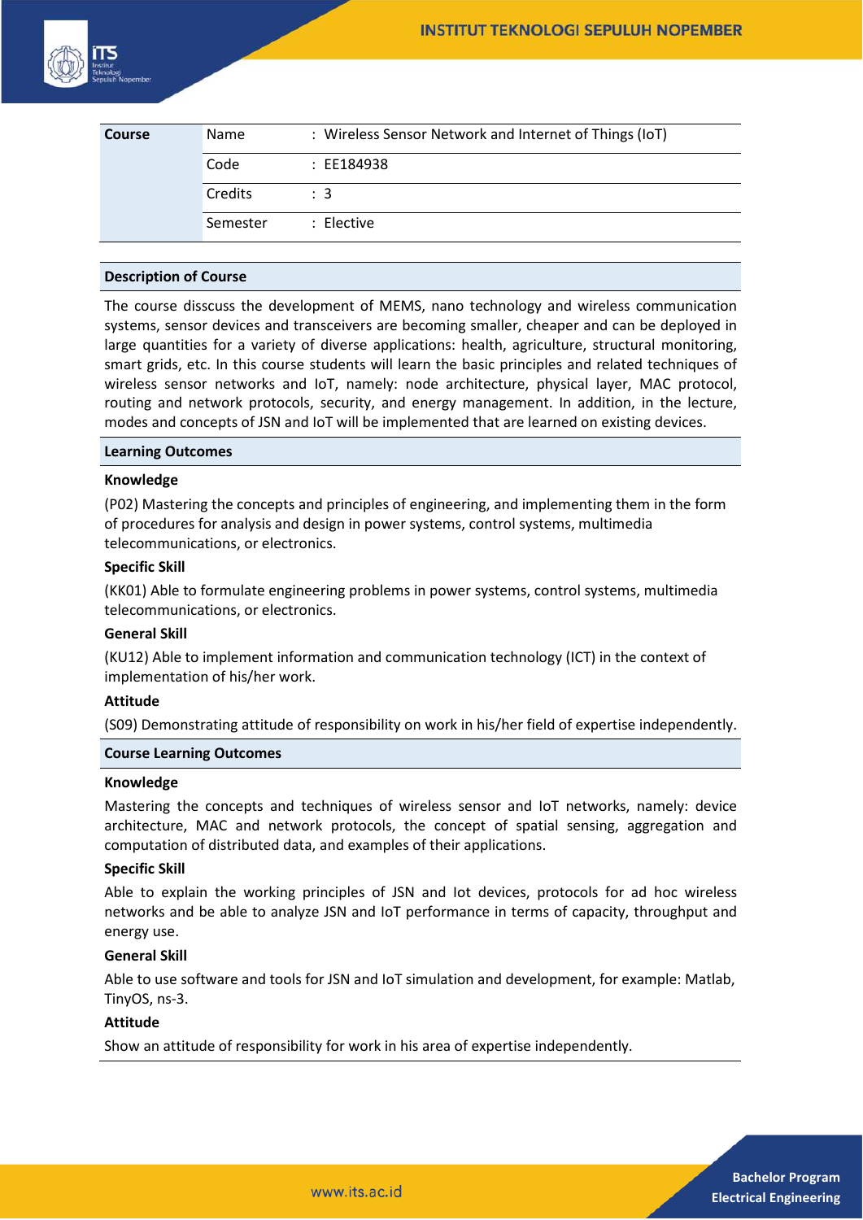| Course | | |
|---|---|---|
| | Name | : Wireless Sensor Network and Internet of Things (IoT) |
| | Code | : EE184938 |
| | Credits | : 3 |
| | Semester | : Elective |

## Description of Course

The course disscuss the development of MEMS, nano technology and wireless communication systems, sensor devices and transceivers are becoming smaller, cheaper and can be deployed in large quantities for a variety of diverse applications: health, agriculture, structural monitoring, smart grids, etc. In this course students will learn the basic principles and related techniques of wireless sensor networks and IoT, namely: node architecture, physical layer, MAC protocol, routing and network protocols, security, and energy management. In addition, in the lecture, modes and concepts of JSN and IoT will be implemented that are learned on existing devices.

## Learning Outcomes

**Knowledge**

(P02) Mastering the concepts and principles of engineering, and implementing them in the form of procedures for analysis and design in power systems, control systems, multimedia telecommunications, or electronics.

**Specific Skill**

(KK01) Able to formulate engineering problems in power systems, control systems, multimedia telecommunications, or electronics.

**General Skill**

(KU12) Able to implement information and communication technology (ICT) in the context of implementation of his/her work.

**Attitude**

(S09) Demonstrating attitude of responsibility on work in his/her field of expertise independently.

## Course Learning Outcomes

**Knowledge**

Mastering the concepts and techniques of wireless sensor and IoT networks, namely: device architecture, MAC and network protocols, the concept of spatial sensing, aggregation and computation of distributed data, and examples of their applications.

**Specific Skill**

Able to explain the working principles of JSN and Iot devices, protocols for ad hoc wireless networks and be able to analyze JSN and IoT performance in terms of capacity, throughput and energy use.

**General Skill**

Able to use software and tools for JSN and IoT simulation and development, for example: Matlab, TinyOS, ns-3.

**Attitude**

Show an attitude of responsibility for work in his area of expertise independently.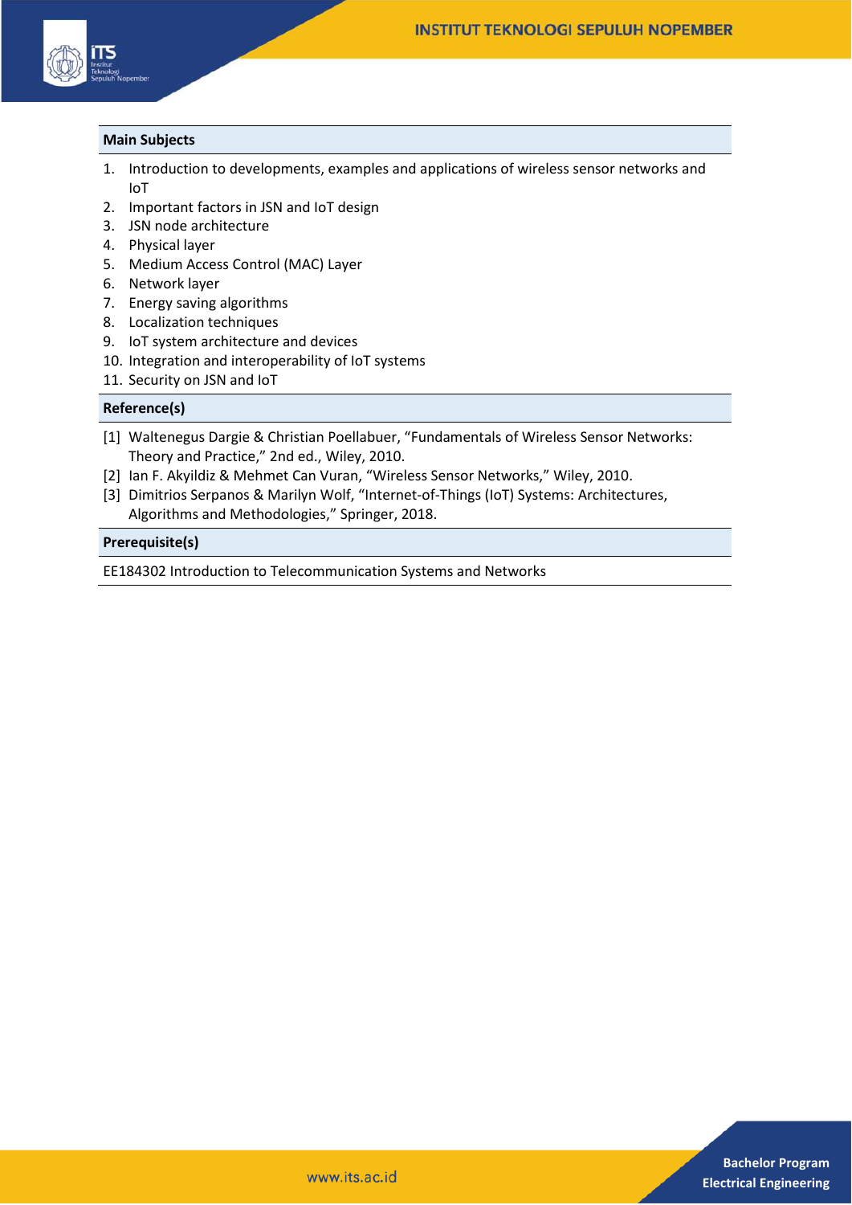**Main Subjects**

1. Introduction to developments, examples and applications of wireless sensor networks and IoT
2. Important factors in JSN and IoT design
3. JSN node architecture
4. Physical layer
5. Medium Access Control (MAC) Layer
6. Network layer
7. Energy saving algorithms
8. Localization techniques
9. IoT system architecture and devices
10. Integration and interoperability of IoT systems
11. Security on JSN and IoT

**Reference(s)**

[1] Waltenegus Dargie & Christian Poellabuer, "Fundamentals of Wireless Sensor Networks: Theory and Practice," 2nd ed., Wiley, 2010.
[2] Ian F. Akyildiz & Mehmet Can Vuran, "Wireless Sensor Networks," Wiley, 2010.
[3] Dimitrios Serpanos & Marilyn Wolf, "Internet-of-Things (IoT) Systems: Architectures, Algorithms and Methodologies," Springer, 2018.

**Prerequisite(s)**

EE184302 Introduction to Telecommunication Systems and Networks